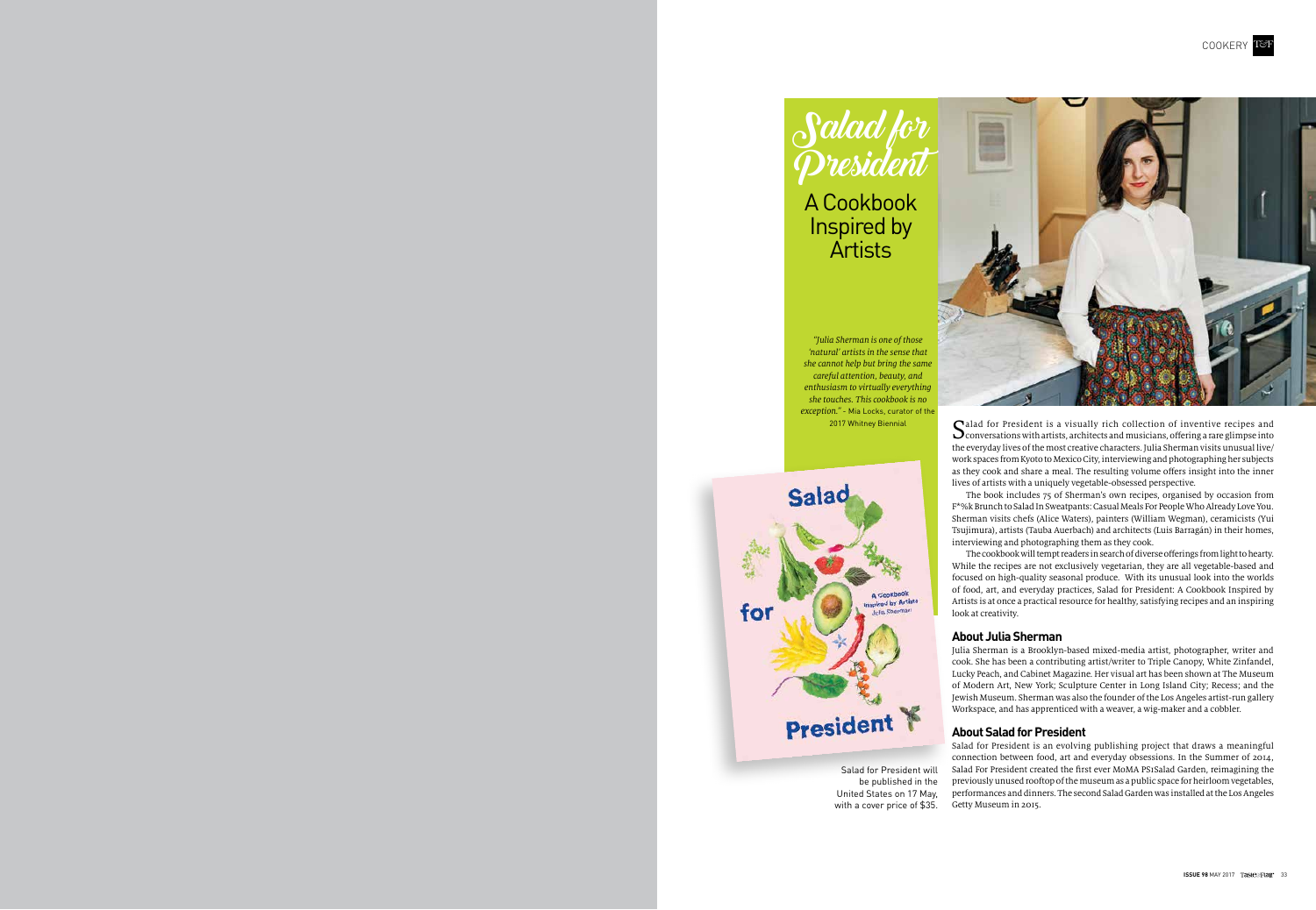# Salad for President

## A Cookbook Inspired by Artists

*"Julia Sherman is one of those 'natural' artists in the sense that she cannot help but bring the same careful attention, beauty, and enthusiasm to virtually everything she touches. This cookbook is no exception."* - Mia Locks, curator of the 2017 Whitney Biennial

Salad for President will be published in the United States on 17 May, with a cover price of $35.

Salad for President is a visually rich collection of inventive recipes and conversations with artists, architects and musicians, offering a rare glimpse into the everyday lives of the most creative characters. Julia Sherman visits unusual live/work spaces from Kyoto to Mexico City, interviewing and photographing her subjects as they cook and share a meal. The resulting volume offers insight into the inner lives of artists with a uniquely vegetable-obsessed perspective.

The book includes 75 of Sherman's own recipes, organised by occasion from F*%k Brunch to Salad In Sweatpants: Casual Meals For People Who Already Love You. Sherman visits chefs (Alice Waters), painters (William Wegman), ceramicists (Yui Tsujimura), artists (Tauba Auerbach) and architects (Luis Barragán) in their homes, interviewing and photographing them as they cook.

The cookbook will tempt readers in search of diverse offerings from light to hearty. While the recipes are not exclusively vegetarian, they are all vegetable-based and focused on high-quality seasonal produce. With its unusual look into the worlds of food, art, and everyday practices, Salad for President: A Cookbook Inspired by Artists is at once a practical resource for healthy, satisfying recipes and an inspiring look at creativity.

### About Julia Sherman

Julia Sherman is a Brooklyn-based mixed-media artist, photographer, writer and cook. She has been a contributing artist/writer to Triple Canopy, White Zinfandel, Lucky Peach, and Cabinet Magazine. Her visual art has been shown at The Museum of Modern Art, New York; Sculpture Center in Long Island City; Recess; and the Jewish Museum. Sherman was also the founder of the Los Angeles artist-run gallery Workspace, and has apprenticed with a weaver, a wig-maker and a cobbler.

### About Salad for President

Salad for President is an evolving publishing project that draws a meaningful connection between food, art and everyday obsessions. In the Summer of 2014, Salad For President created the first ever MoMA PS1Salad Garden, reimagining the previously unused rooftop of the museum as a public space for heirloom vegetables, performances and dinners. The second Salad Garden was installed at the Los Angeles Getty Museum in 2015.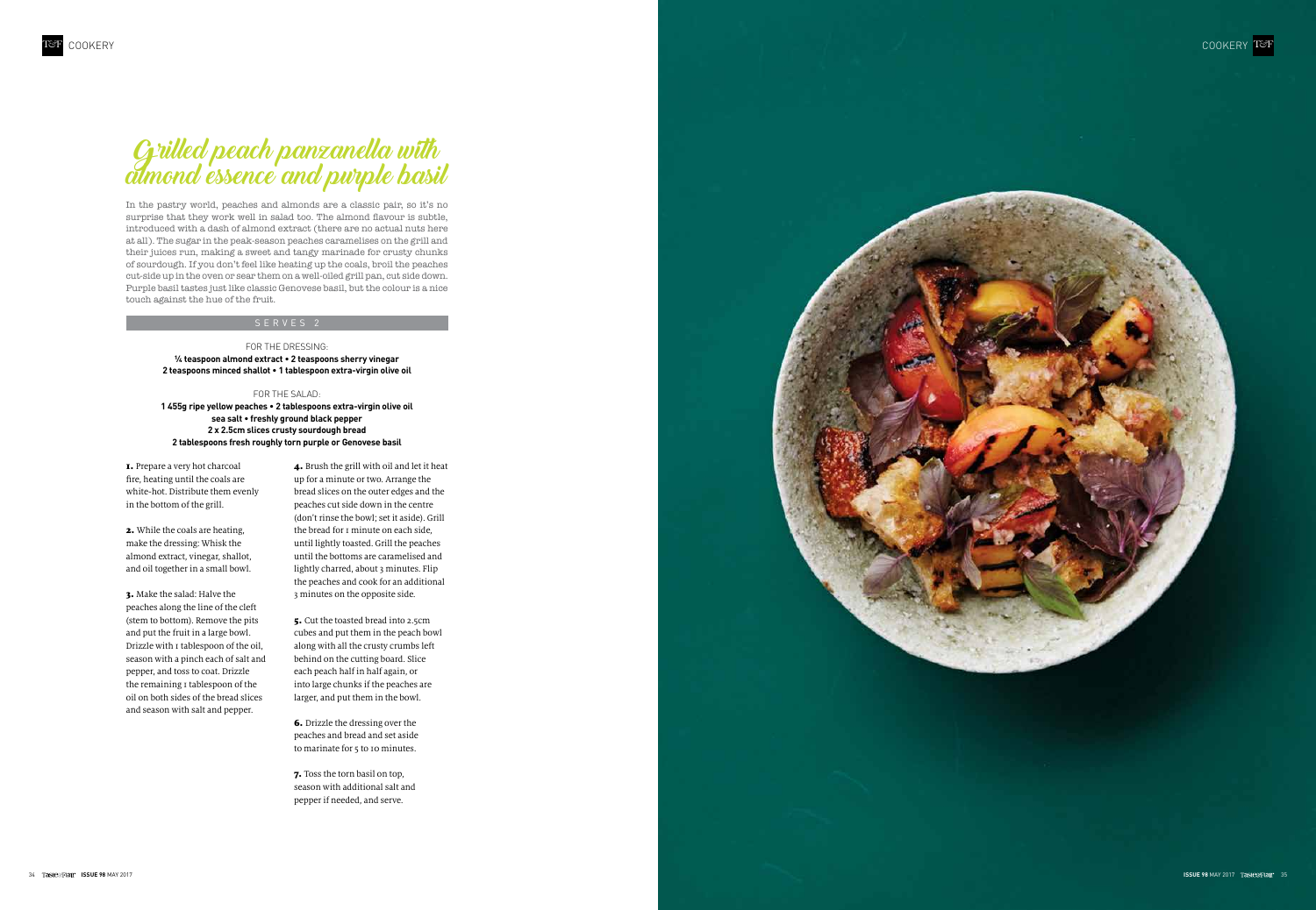# Grilled peach panzanella with almond essence and purple basil

In the pastry world, peaches and almonds are a classic pair, so it's no surprise that they work well in salad too. The almond flavour is subtle, introduced with a dash of almond extract (there are no actual nuts here at all). The sugar in the peak-season peaches caramelises on the grill and their juices run, making a sweet and tangy marinade for crusty chunks of sourdough. If you don't feel like heating up the coals, broil the peaches cut-side up in the oven or sear them on a well-oiled grill pan, cut side down. Purple basil tastes just like classic Genovese basil, but the colour is a nice touch against the hue of the fruit.

## SERVES 2

FOR THE DRESSING:

**¼ teaspoon almond extract • 2 teaspoons sherry vinegar**
**2 teaspoons minced shallot • 1 tablespoon extra-virgin olive oil**

FOR THE SALAD:

**1 455g ripe yellow peaches • 2 tablespoons extra-virgin olive oil**
**sea salt • freshly ground black pepper**
**2 x 2.5cm slices crusty sourdough bread**
**2 tablespoons fresh roughly torn purple or Genovese basil**

**1.** Prepare a very hot charcoal fire, heating until the coals are white-hot. Distribute them evenly in the bottom of the grill.

**2.** While the coals are heating, make the dressing: Whisk the almond extract, vinegar, shallot, and oil together in a small bowl.

**3.** Make the salad: Halve the peaches along the line of the cleft (stem to bottom). Remove the pits and put the fruit in a large bowl. Drizzle with 1 tablespoon of the oil, season with a pinch each of salt and pepper, and toss to coat. Drizzle the remaining 1 tablespoon of the oil on both sides of the bread slices and season with salt and pepper.

**4.** Brush the grill with oil and let it heat up for a minute or two. Arrange the bread slices on the outer edges and the peaches cut side down in the centre (don't rinse the bowl; set it aside). Grill the bread for 1 minute on each side, until lightly toasted. Grill the peaches until the bottoms are caramelised and lightly charred, about 3 minutes. Flip the peaches and cook for an additional 3 minutes on the opposite side.

**5.** Cut the toasted bread into 2.5cm cubes and put them in the peach bowl along with all the crusty crumbs left behind on the cutting board. Slice each peach half in half again, or into large chunks if the peaches are larger, and put them in the bowl.

**6.** Drizzle the dressing over the peaches and bread and set aside to marinate for 5 to 10 minutes.

**7.** Toss the torn basil on top, season with additional salt and pepper if needed, and serve.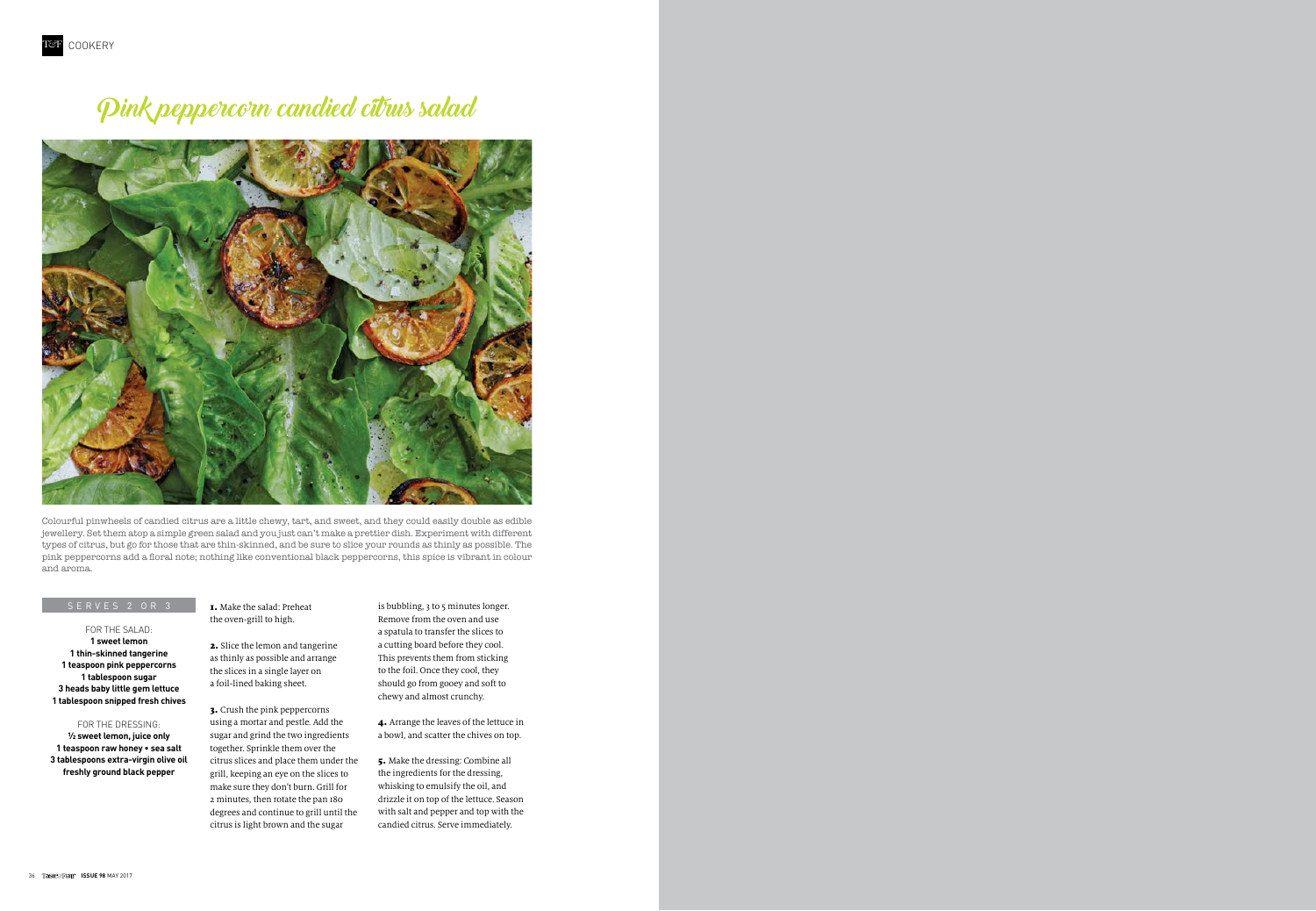# Pink peppercorn candied citrus salad

Colourful pinwheels of candied citrus are a little chewy, tart, and sweet, and they could easily double as edible jewellery. Set them atop a simple green salad and you just can't make a prettier dish. Experiment with different types of citrus, but go for those that are thin-skinned, and be sure to slice your rounds as thinly as possible. The pink peppercorns add a floral note; nothing like conventional black peppercorns, this spice is vibrant in colour and aroma.

SERVES 2 OR 3

FOR THE SALAD:

**1 sweet lemon**
**1 thin-skinned tangerine**
**1 teaspoon pink peppercorns**
**1 tablespoon sugar**
**3 heads baby little gem lettuce**
**1 tablespoon snipped fresh chives**

FOR THE DRESSING:

**½ sweet lemon, juice only**
**1 teaspoon raw honey • sea salt**
**3 tablespoons extra-virgin olive oil**
**freshly ground black pepper**

**1.** Make the salad: Preheat the oven-grill to high.

**2.** Slice the lemon and tangerine as thinly as possible and arrange the slices in a single layer on a foil-lined baking sheet.

**3.** Crush the pink peppercorns using a mortar and pestle. Add the sugar and grind the two ingredients together. Sprinkle them over the citrus slices and place them under the grill, keeping an eye on the slices to make sure they don't burn. Grill for 2 minutes, then rotate the pan 180 degrees and continue to grill until the citrus is light brown and the sugar is bubbling, 3 to 5 minutes longer. Remove from the oven and use a spatula to transfer the slices to a cutting board before they cool. This prevents them from sticking to the foil. Once they cool, they should go from gooey and soft to chewy and almost crunchy.

**4.** Arrange the leaves of the lettuce in a bowl, and scatter the chives on top.

**5.** Make the dressing: Combine all the ingredients for the dressing, whisking to emulsify the oil, and drizzle it on top of the lettuce. Season with salt and pepper and top with the candied citrus. Serve immediately.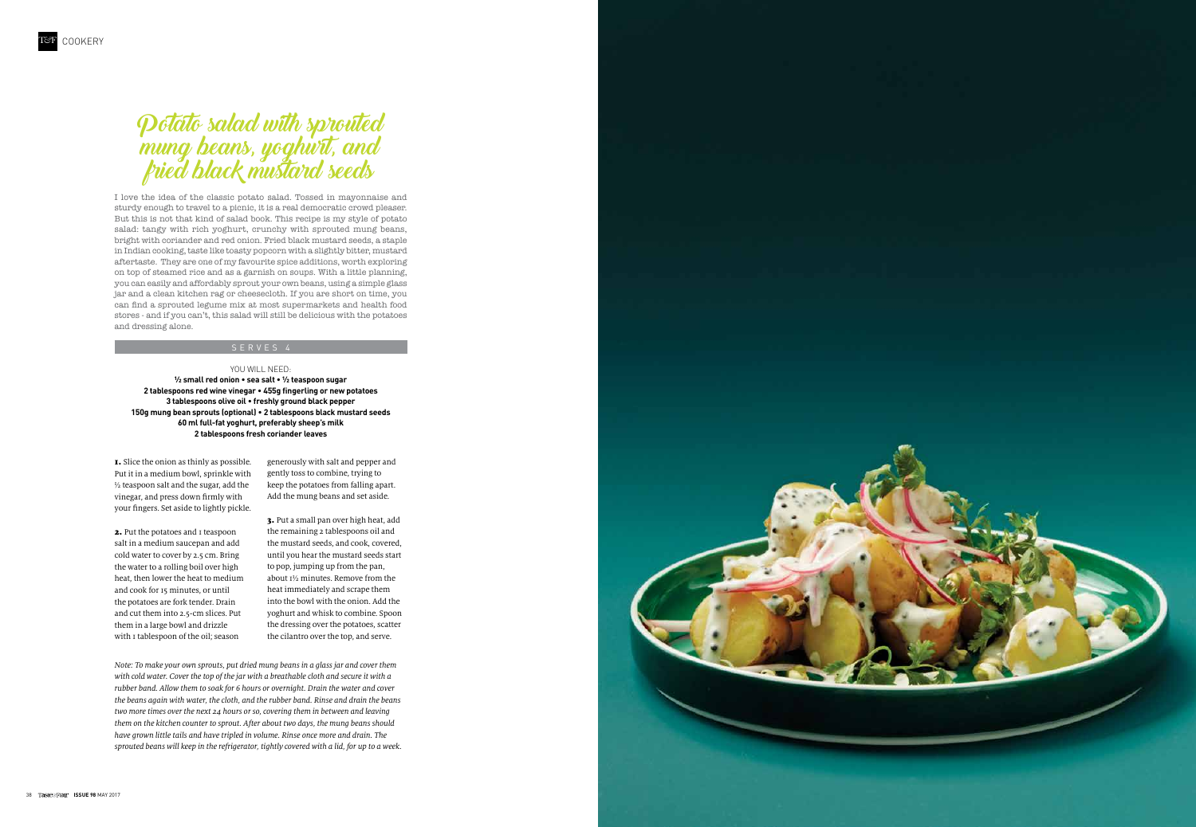# Potato salad with sprouted mung beans, yoghurt, and fried black mustard seeds

I love the idea of the classic potato salad. Tossed in mayonnaise and sturdy enough to travel to a picnic, it is a real democratic crowd pleaser. But this is not that kind of salad book. This recipe is my style of potato salad: tangy with rich yoghurt, crunchy with sprouted mung beans, bright with coriander and red onion. Fried black mustard seeds, a staple in Indian cooking, taste like toasty popcorn with a slightly bitter, mustard aftertaste. They are one of my favourite spice additions, worth exploring on top of steamed rice and as a garnish on soups. With a little planning, you can easily and affordably sprout your own beans, using a simple glass jar and a clean kitchen rag or cheesecloth. If you are short on time, you can find a sprouted legume mix at most supermarkets and health food stores - and if you can't, this salad will still be delicious with the potatoes and dressing alone.

SERVES 4

YOU WILL NEED:

**½ small red onion • sea salt • ½ teaspoon sugar**
**2 tablespoons red wine vinegar • 455g fingerling or new potatoes**
**3 tablespoons olive oil • freshly ground black pepper**
**150g mung bean sprouts (optional) • 2 tablespoons black mustard seeds**
**60 ml full-fat yoghurt, preferably sheep's milk**
**2 tablespoons fresh coriander leaves**

**1.** Slice the onion as thinly as possible. Put it in a medium bowl, sprinkle with ½ teaspoon salt and the sugar, add the vinegar, and press down firmly with your fingers. Set aside to lightly pickle.

**2.** Put the potatoes and 1 teaspoon salt in a medium saucepan and add cold water to cover by 2.5 cm. Bring the water to a rolling boil over high heat, then lower the heat to medium and cook for 15 minutes, or until the potatoes are fork tender. Drain and cut them into 2.5-cm slices. Put them in a large bowl and drizzle with 1 tablespoon of the oil; season generously with salt and pepper and gently toss to combine, trying to keep the potatoes from falling apart. Add the mung beans and set aside.

**3.** Put a small pan over high heat, add the remaining 2 tablespoons oil and the mustard seeds, and cook, covered, until you hear the mustard seeds start to pop, jumping up from the pan, about 1½ minutes. Remove from the heat immediately and scrape them into the bowl with the onion. Add the yoghurt and whisk to combine. Spoon the dressing over the potatoes, scatter the cilantro over the top, and serve.

*Note: To make your own sprouts, put dried mung beans in a glass jar and cover them with cold water. Cover the top of the jar with a breathable cloth and secure it with a rubber band. Allow them to soak for 6 hours or overnight. Drain the water and cover the beans again with water, the cloth, and the rubber band. Rinse and drain the beans two more times over the next 24 hours or so, covering them in between and leaving them on the kitchen counter to sprout. After about two days, the mung beans should have grown little tails and have tripled in volume. Rinse once more and drain. The sprouted beans will keep in the refrigerator, tightly covered with a lid, for up to a week.*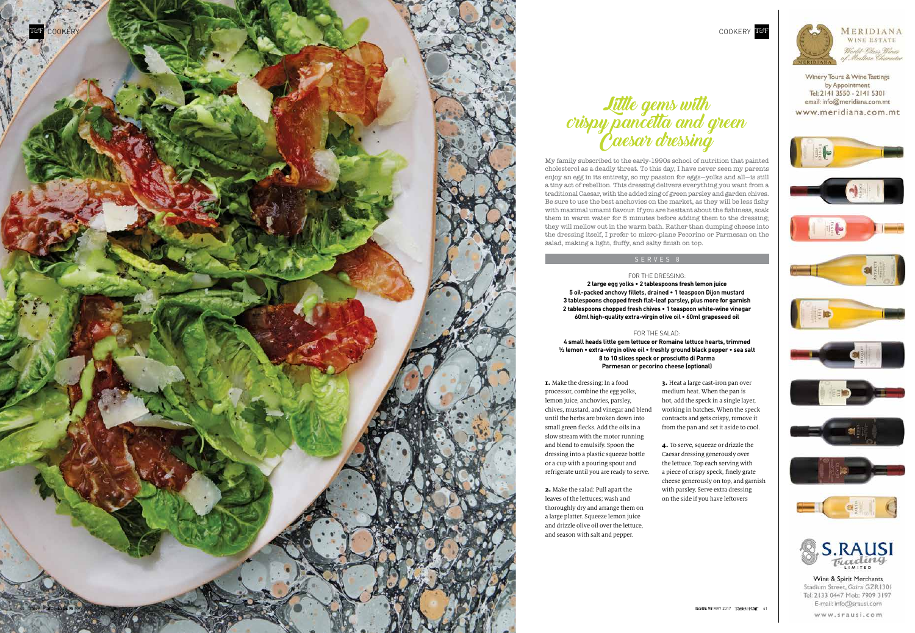# Little gems with crispy pancetta and green Caesar dressing

My family subscribed to the early-1990s school of nutrition that painted cholesterol as a deadly threat. To this day, I have never seen my parents enjoy an egg in its entirety, so my passion for eggs—yolks and all—is still a tiny act of rebellion. This dressing delivers everything you want from a traditional Caesar, with the added zing of green parsley and garden chives. Be sure to use the best anchovies on the market, as they will be less fishy with maximal umami flavour. If you are hesitant about the fishiness, soak them in warm water for 5 minutes before adding them to the dressing; they will mellow out in the warm bath. Rather than dumping cheese into the dressing itself, I prefer to micro-plane Pecorino or Parmesan on the salad, making a light, fluffy, and salty finish on top.

SERVES 8

FOR THE DRESSING:

**2 large egg yolks • 2 tablespoons fresh lemon juice**
**5 oil-packed anchovy fillets, drained • 1 teaspoon Dijon mustard**
**3 tablespoons chopped fresh flat-leaf parsley, plus more for garnish**
**2 tablespoons chopped fresh chives • 1 teaspoon white-wine vinegar**
**60ml high-quality extra-virgin olive oil • 60ml grapeseed oil**

FOR THE SALAD:

**4 small heads little gem lettuce or Romaine lettuce hearts, trimmed**
**½ lemon • extra-virgin olive oil • freshly ground black pepper • sea salt**
**8 to 10 slices speck or prosciutto di Parma**
**Parmesan or pecorino cheese (optional)**

**1.** Make the dressing: In a food processor, combine the egg yolks, lemon juice, anchovies, parsley, chives, mustard, and vinegar and blend until the herbs are broken down into small green flecks. Add the oils in a slow stream with the motor running and blend to emulsify. Spoon the dressing into a plastic squeeze bottle or a cup with a pouring spout and refrigerate until you are ready to serve.

**2.** Make the salad: Pull apart the leaves of the lettuces; wash and thoroughly dry and arrange them on a large platter. Squeeze lemon juice and drizzle olive oil over the lettuce, and season with salt and pepper.

**3.** Heat a large cast-iron pan over medium heat. When the pan is hot, add the speck in a single layer, working in batches. When the speck contracts and gets crispy, remove it from the pan and set it aside to cool.

**4.** To serve, squeeze or drizzle the Caesar dressing generously over the lettuce. Top each serving with a piece of crispy speck, finely grate cheese generously on top, and garnish with parsley. Serve extra dressing on the side if you have leftovers

MERIDIANA WINE ESTATE
*World Class Wines of Maltese Character*

Winery Tours & Wine Tastings by Appointment
Tel: 2141 3550 - 2141 5301
email: info@meridiana.com.mt
www.meridiana.com.mt

S.RAUSI Trading LIMITED

Wine & Spirit Merchants
Stadium Street, Gzira GZR1301
Tel: 2133 0447 Mob: 7909 3197
E-mail: info@srausi.com
www.srausi.com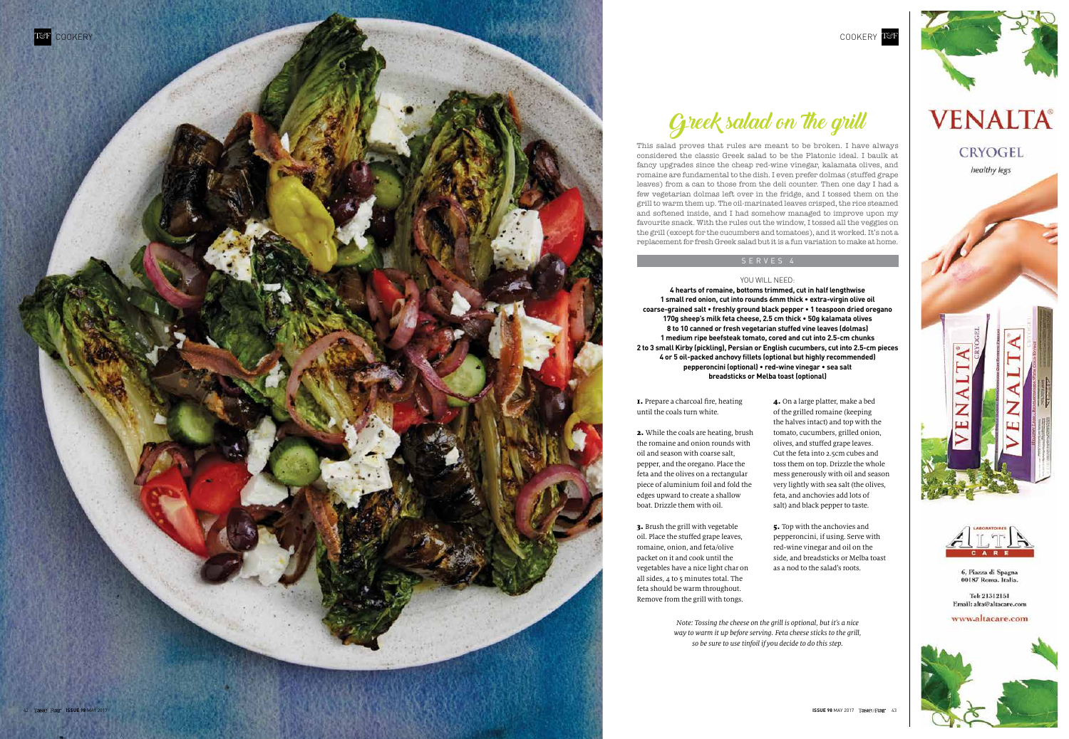# Greek salad on the grill

This salad proves that rules are meant to be broken. I have always considered the classic Greek salad to be the Platonic ideal. I baulk at fancy upgrades since the cheap red-wine vinegar, kalamata olives, and romaine are fundamental to the dish. I even prefer dolmas (stuffed grape leaves) from a can to those from the deli counter. Then one day I had a few vegetarian dolmas left over in the fridge, and I tossed them on the grill to warm them up. The oil-marinated leaves crisped, the rice steamed and softened inside, and I had somehow managed to improve upon my favourite snack. With the rules out the window, I tossed all the veggies on the grill (except for the cucumbers and tomatoes), and it worked. It's not a replacement for fresh Greek salad but it is a fun variation to make at home.

SERVES 4

YOU WILL NEED:

**4 hearts of romaine, bottoms trimmed, cut in half lengthwise**
**1 small red onion, cut into rounds 6mm thick • extra-virgin olive oil**
**coarse-grained salt • freshly ground black pepper • 1 teaspoon dried oregano**
**170g sheep's milk feta cheese, 2.5 cm thick • 50g kalamata olives**
**8 to 10 canned or fresh vegetarian stuffed vine leaves (dolmas)**
**1 medium ripe beefsteak tomato, cored and cut into 2.5-cm chunks**
**2 to 3 small Kirby (pickling), Persian or English cucumbers, cut into 2.5-cm pieces**
**4 or 5 oil-packed anchovy fillets (optional but highly recommended)**
**pepperoncini (optional) • red-wine vinegar • sea salt**
**breadsticks or Melba toast (optional)**

**1.** Prepare a charcoal fire, heating until the coals turn white.

**2.** While the coals are heating, brush the romaine and onion rounds with oil and season with coarse salt, pepper, and the oregano. Place the feta and the olives on a rectangular piece of aluminium foil and fold the edges upward to create a shallow boat. Drizzle them with oil.

**3.** Brush the grill with vegetable oil. Place the stuffed grape leaves, romaine, onion, and feta/olive packet on it and cook until the vegetables have a nice light char on all sides, 4 to 5 minutes total. The feta should be warm throughout. Remove from the grill with tongs.

**4.** On a large platter, make a bed of the grilled romaine (keeping the halves intact) and top with the tomato, cucumbers, grilled onion, olives, and stuffed grape leaves. Cut the feta into 2.5cm cubes and toss them on top. Drizzle the whole mess generously with oil and season very lightly with sea salt (the olives, feta, and anchovies add lots of salt) and black pepper to taste.

**5.** Top with the anchovies and pepperoncini, if using. Serve with red-wine vinegar and oil on the side, and breadsticks or Melba toast as a nod to the salad's roots.

*Note: Tossing the cheese on the grill is optional, but it's a nice way to warm it up before serving. Feta cheese sticks to the grill, so be sure to use tinfoil if you decide to do this step.*

VENALTA®

CRYOGEL

*healthy legs*

ALTA CARE

6, Piazza di Spagna
00187 Roma. Italia.

Tel: 21312151
Email: alta@altacare.com

www.altacare.com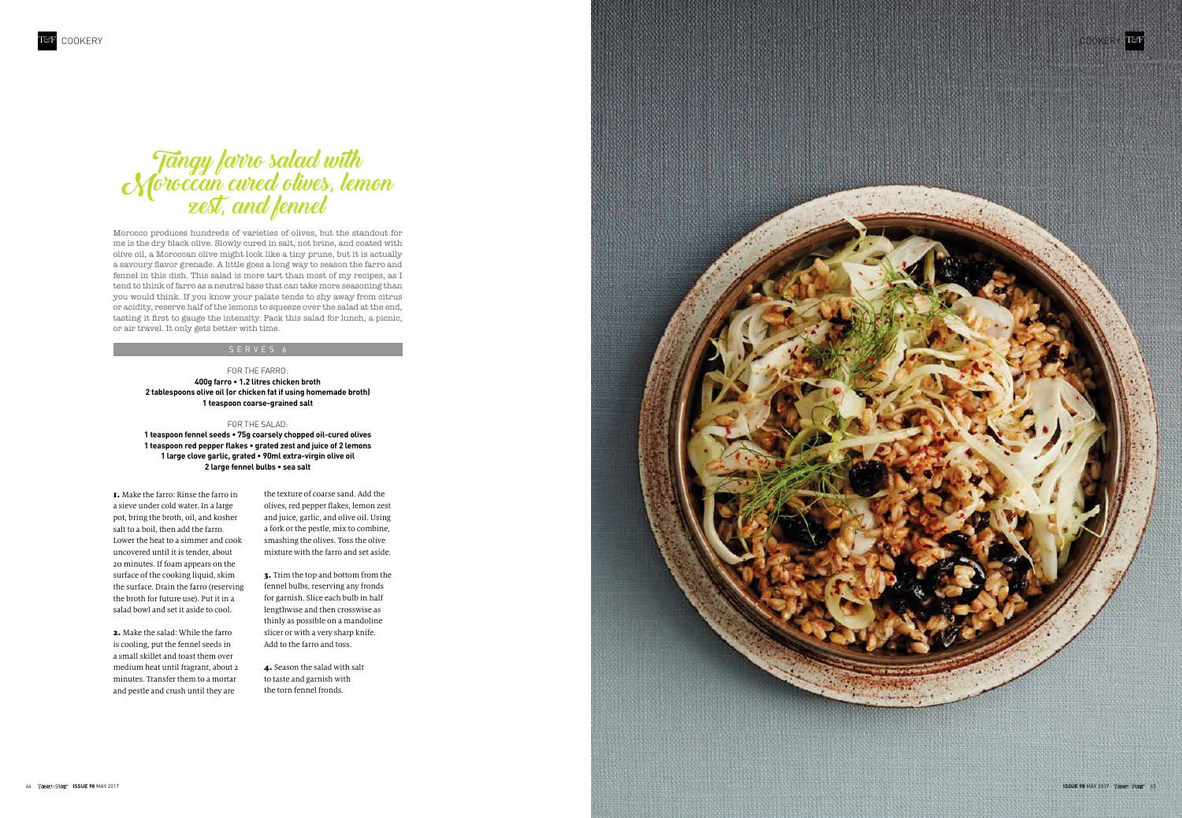# Tangy farro salad with Moroccan cured olives, lemon zest, and fennel

Morocco produces hundreds of varieties of olives, but the standout for me is the dry black olive. Slowly cured in salt, not brine, and coated with olive oil, a Moroccan olive might look like a tiny prune, but it is actually a savoury flavor grenade. A little goes a long way to season the farro and fennel in this dish. This salad is more tart than most of my recipes, as I tend to think of farro as a neutral base that can take more seasoning than you would think. If you know your palate tends to shy away from citrus or acidity, reserve half of the lemons to squeeze over the salad at the end, tasting it first to gauge the intensity. Pack this salad for lunch, a picnic, or air travel. It only gets better with time.

SERVES 6

FOR THE FARRO:

**400g farro • 1.2 litres chicken broth**
**2 tablespoons olive oil (or chicken fat if using homemade broth)**
**1 teaspoon coarse-grained salt**

FOR THE SALAD:

**1 teaspoon fennel seeds • 75g coarsely chopped oil-cured olives**
**1 teaspoon red pepper flakes • grated zest and juice of 2 lemons**
**1 large clove garlic, grated • 90ml extra-virgin olive oil**
**2 large fennel bulbs • sea salt**

**1.** Make the farro: Rinse the farro in a sieve under cold water. In a large pot, bring the broth, oil, and kosher salt to a boil, then add the farro. Lower the heat to a simmer and cook uncovered until it is tender, about 20 minutes. If foam appears on the surface of the cooking liquid, skim the surface. Drain the farro (reserving the broth for future use). Put it in a salad bowl and set it aside to cool.

**2.** Make the salad: While the farro is cooling, put the fennel seeds in a small skillet and toast them over medium heat until fragrant, about 2 minutes. Transfer them to a mortar and pestle and crush until they are the texture of coarse sand. Add the olives, red pepper flakes, lemon zest and juice, garlic, and olive oil. Using a fork or the pestle, mix to combine, smashing the olives. Toss the olive mixture with the farro and set aside.

**3.** Trim the top and bottom from the fennel bulbs, reserving any fronds for garnish. Slice each bulb in half lengthwise and then crosswise as thinly as possible on a mandoline slicer or with a very sharp knife. Add to the farro and toss.

**4.** Season the salad with salt to taste and garnish with the torn fennel fronds.